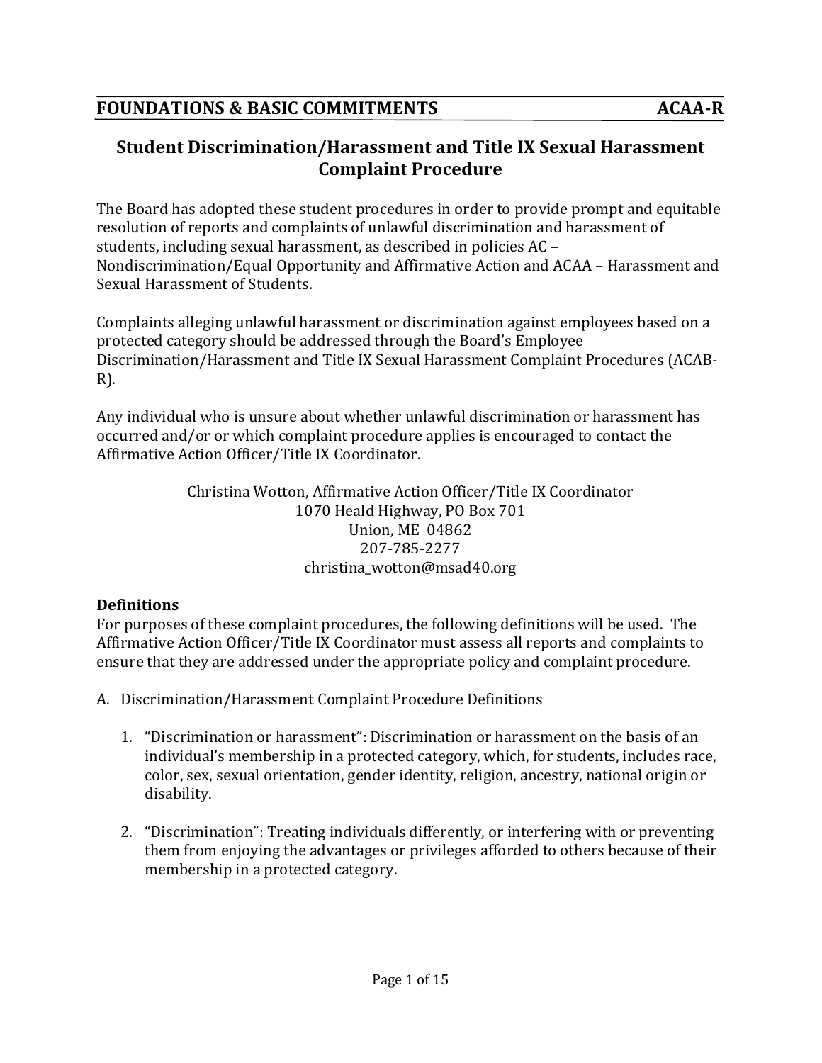## FOUNDATIONS & BASIC COMMITMENTS — ACAA-R

# Student Discrimination/Harassment and Title IX Sexual Harassment Complaint Procedure

The Board has adopted these student procedures in order to provide prompt and equitable resolution of reports and complaints of unlawful discrimination and harassment of students, including sexual harassment, as described in policies AC – Nondiscrimination/Equal Opportunity and Affirmative Action and ACAA – Harassment and Sexual Harassment of Students.

Complaints alleging unlawful harassment or discrimination against employees based on a protected category should be addressed through the Board's Employee Discrimination/Harassment and Title IX Sexual Harassment Complaint Procedures (ACAB-R).

Any individual who is unsure about whether unlawful discrimination or harassment has occurred and/or or which complaint procedure applies is encouraged to contact the Affirmative Action Officer/Title IX Coordinator.

Christina Wotton, Affirmative Action Officer/Title IX Coordinator
1070 Heald Highway, PO Box 701
Union, ME 04862
207-785-2277
christina_wotton@msad40.org

**Definitions**

For purposes of these complaint procedures, the following definitions will be used. The Affirmative Action Officer/Title IX Coordinator must assess all reports and complaints to ensure that they are addressed under the appropriate policy and complaint procedure.

A. Discrimination/Harassment Complaint Procedure Definitions

1. "Discrimination or harassment": Discrimination or harassment on the basis of an individual's membership in a protected category, which, for students, includes race, color, sex, sexual orientation, gender identity, religion, ancestry, national origin or disability.

2. "Discrimination": Treating individuals differently, or interfering with or preventing them from enjoying the advantages or privileges afforded to others because of their membership in a protected category.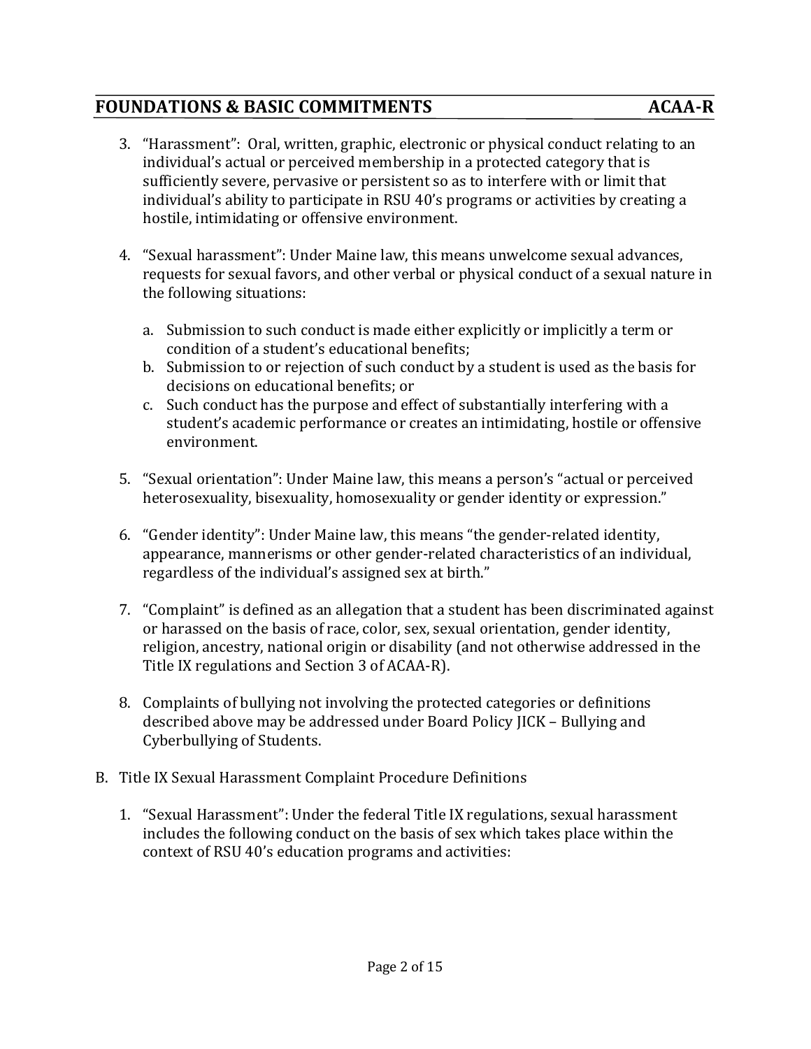3. "Harassment": Oral, written, graphic, electronic or physical conduct relating to an individual's actual or perceived membership in a protected category that is sufficiently severe, pervasive or persistent so as to interfere with or limit that individual's ability to participate in RSU 40's programs or activities by creating a hostile, intimidating or offensive environment.

4. "Sexual harassment": Under Maine law, this means unwelcome sexual advances, requests for sexual favors, and other verbal or physical conduct of a sexual nature in the following situations:

   a. Submission to such conduct is made either explicitly or implicitly a term or condition of a student's educational benefits;
   b. Submission to or rejection of such conduct by a student is used as the basis for decisions on educational benefits; or
   c. Such conduct has the purpose and effect of substantially interfering with a student's academic performance or creates an intimidating, hostile or offensive environment.

5. "Sexual orientation": Under Maine law, this means a person's "actual or perceived heterosexuality, bisexuality, homosexuality or gender identity or expression."

6. "Gender identity": Under Maine law, this means "the gender-related identity, appearance, mannerisms or other gender-related characteristics of an individual, regardless of the individual's assigned sex at birth."

7. "Complaint" is defined as an allegation that a student has been discriminated against or harassed on the basis of race, color, sex, sexual orientation, gender identity, religion, ancestry, national origin or disability (and not otherwise addressed in the Title IX regulations and Section 3 of ACAA-R).

8. Complaints of bullying not involving the protected categories or definitions described above may be addressed under Board Policy JICK – Bullying and Cyberbullying of Students.

B. Title IX Sexual Harassment Complaint Procedure Definitions

   1. "Sexual Harassment": Under the federal Title IX regulations, sexual harassment includes the following conduct on the basis of sex which takes place within the context of RSU 40's education programs and activities: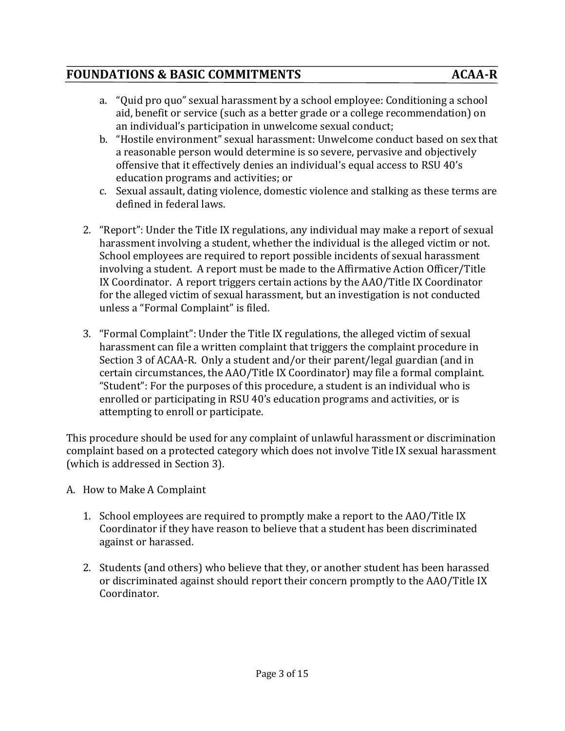a. "Quid pro quo" sexual harassment by a school employee: Conditioning a school aid, benefit or service (such as a better grade or a college recommendation) on an individual's participation in unwelcome sexual conduct;
b. "Hostile environment" sexual harassment: Unwelcome conduct based on sex that a reasonable person would determine is so severe, pervasive and objectively offensive that it effectively denies an individual's equal access to RSU 40's education programs and activities; or
c. Sexual assault, dating violence, domestic violence and stalking as these terms are defined in federal laws.

2. "Report": Under the Title IX regulations, any individual may make a report of sexual harassment involving a student, whether the individual is the alleged victim or not. School employees are required to report possible incidents of sexual harassment involving a student. A report must be made to the Affirmative Action Officer/Title IX Coordinator. A report triggers certain actions by the AAO/Title IX Coordinator for the alleged victim of sexual harassment, but an investigation is not conducted unless a "Formal Complaint" is filed.

3. "Formal Complaint": Under the Title IX regulations, the alleged victim of sexual harassment can file a written complaint that triggers the complaint procedure in Section 3 of ACAA-R. Only a student and/or their parent/legal guardian (and in certain circumstances, the AAO/Title IX Coordinator) may file a formal complaint. "Student": For the purposes of this procedure, a student is an individual who is enrolled or participating in RSU 40's education programs and activities, or is attempting to enroll or participate.

This procedure should be used for any complaint of unlawful harassment or discrimination complaint based on a protected category which does not involve Title IX sexual harassment (which is addressed in Section 3).

A. How to Make A Complaint

1. School employees are required to promptly make a report to the AAO/Title IX Coordinator if they have reason to believe that a student has been discriminated against or harassed.

2. Students (and others) who believe that they, or another student has been harassed or discriminated against should report their concern promptly to the AAO/Title IX Coordinator.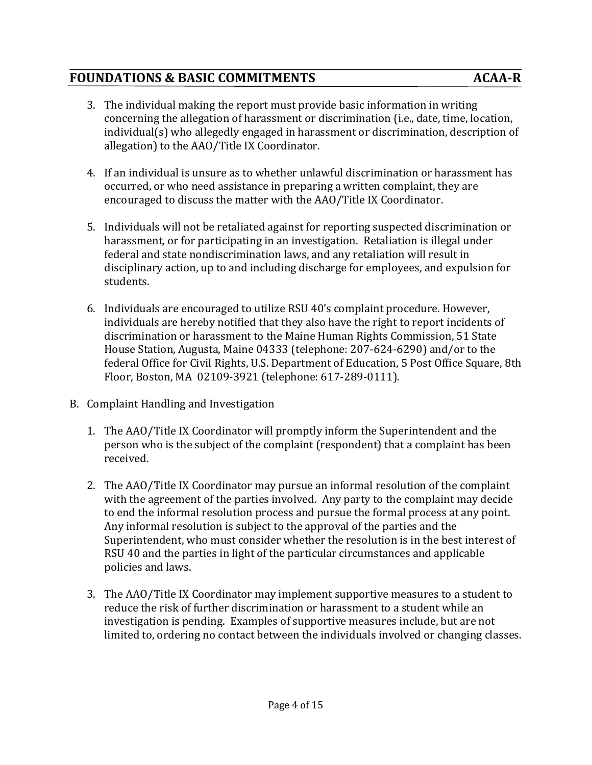3. The individual making the report must provide basic information in writing concerning the allegation of harassment or discrimination (i.e., date, time, location, individual(s) who allegedly engaged in harassment or discrimination, description of allegation) to the AAO/Title IX Coordinator.

4. If an individual is unsure as to whether unlawful discrimination or harassment has occurred, or who need assistance in preparing a written complaint, they are encouraged to discuss the matter with the AAO/Title IX Coordinator.

5. Individuals will not be retaliated against for reporting suspected discrimination or harassment, or for participating in an investigation. Retaliation is illegal under federal and state nondiscrimination laws, and any retaliation will result in disciplinary action, up to and including discharge for employees, and expulsion for students.

6. Individuals are encouraged to utilize RSU 40's complaint procedure. However, individuals are hereby notified that they also have the right to report incidents of discrimination or harassment to the Maine Human Rights Commission, 51 State House Station, Augusta, Maine 04333 (telephone: 207-624-6290) and/or to the federal Office for Civil Rights, U.S. Department of Education, 5 Post Office Square, 8th Floor, Boston, MA 02109-3921 (telephone: 617-289-0111).

B. Complaint Handling and Investigation

1. The AAO/Title IX Coordinator will promptly inform the Superintendent and the person who is the subject of the complaint (respondent) that a complaint has been received.

2. The AAO/Title IX Coordinator may pursue an informal resolution of the complaint with the agreement of the parties involved. Any party to the complaint may decide to end the informal resolution process and pursue the formal process at any point. Any informal resolution is subject to the approval of the parties and the Superintendent, who must consider whether the resolution is in the best interest of RSU 40 and the parties in light of the particular circumstances and applicable policies and laws.

3. The AAO/Title IX Coordinator may implement supportive measures to a student to reduce the risk of further discrimination or harassment to a student while an investigation is pending. Examples of supportive measures include, but are not limited to, ordering no contact between the individuals involved or changing classes.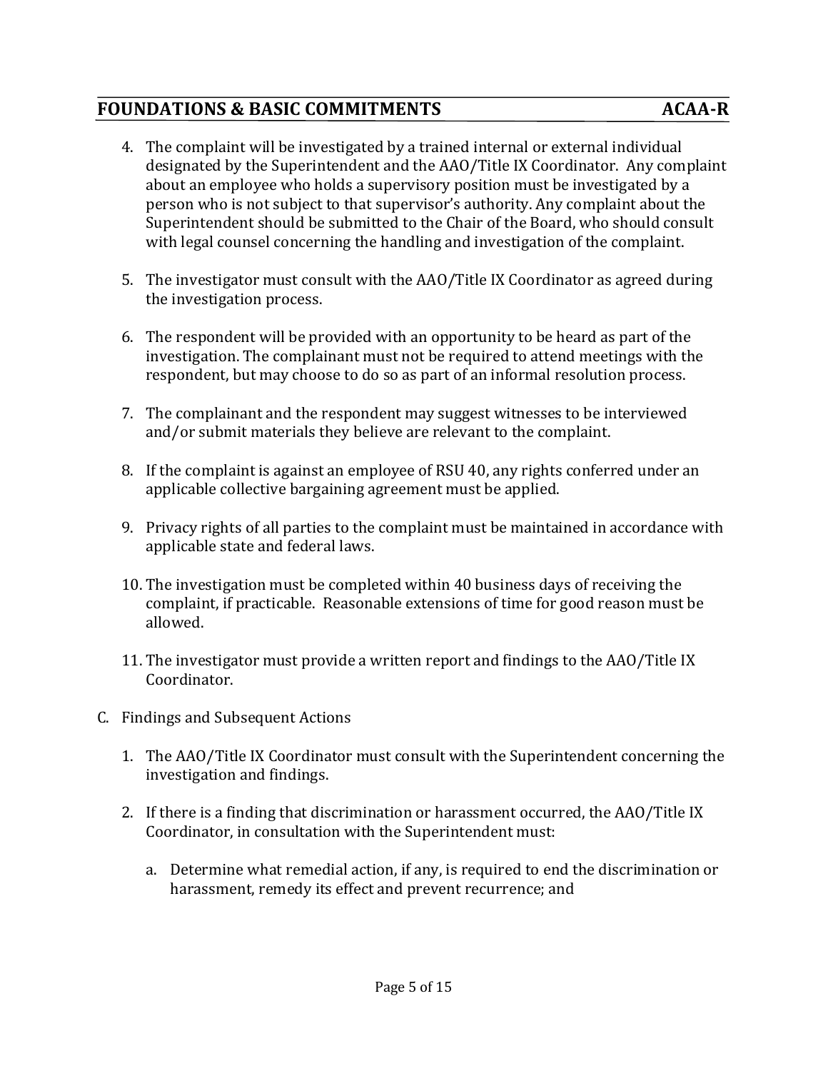4. The complaint will be investigated by a trained internal or external individual designated by the Superintendent and the AAO/Title IX Coordinator. Any complaint about an employee who holds a supervisory position must be investigated by a person who is not subject to that supervisor's authority. Any complaint about the Superintendent should be submitted to the Chair of the Board, who should consult with legal counsel concerning the handling and investigation of the complaint.

5. The investigator must consult with the AAO/Title IX Coordinator as agreed during the investigation process.

6. The respondent will be provided with an opportunity to be heard as part of the investigation. The complainant must not be required to attend meetings with the respondent, but may choose to do so as part of an informal resolution process.

7. The complainant and the respondent may suggest witnesses to be interviewed and/or submit materials they believe are relevant to the complaint.

8. If the complaint is against an employee of RSU 40, any rights conferred under an applicable collective bargaining agreement must be applied.

9. Privacy rights of all parties to the complaint must be maintained in accordance with applicable state and federal laws.

10. The investigation must be completed within 40 business days of receiving the complaint, if practicable. Reasonable extensions of time for good reason must be allowed.

11. The investigator must provide a written report and findings to the AAO/Title IX Coordinator.

C. Findings and Subsequent Actions

1. The AAO/Title IX Coordinator must consult with the Superintendent concerning the investigation and findings.

2. If there is a finding that discrimination or harassment occurred, the AAO/Title IX Coordinator, in consultation with the Superintendent must:

   a. Determine what remedial action, if any, is required to end the discrimination or harassment, remedy its effect and prevent recurrence; and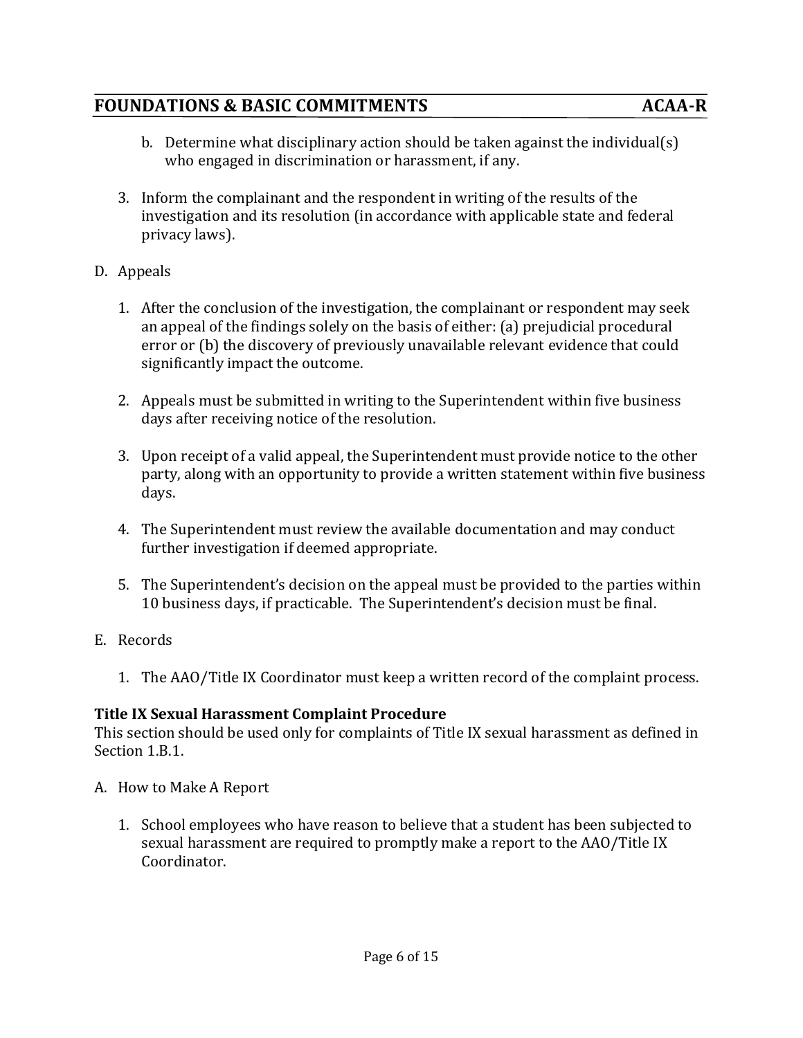b. Determine what disciplinary action should be taken against the individual(s) who engaged in discrimination or harassment, if any.

3. Inform the complainant and the respondent in writing of the results of the investigation and its resolution (in accordance with applicable state and federal privacy laws).

D. Appeals

1. After the conclusion of the investigation, the complainant or respondent may seek an appeal of the findings solely on the basis of either: (a) prejudicial procedural error or (b) the discovery of previously unavailable relevant evidence that could significantly impact the outcome.

2. Appeals must be submitted in writing to the Superintendent within five business days after receiving notice of the resolution.

3. Upon receipt of a valid appeal, the Superintendent must provide notice to the other party, along with an opportunity to provide a written statement within five business days.

4. The Superintendent must review the available documentation and may conduct further investigation if deemed appropriate.

5. The Superintendent's decision on the appeal must be provided to the parties within 10 business days, if practicable. The Superintendent's decision must be final.

E. Records

1. The AAO/Title IX Coordinator must keep a written record of the complaint process.

**Title IX Sexual Harassment Complaint Procedure**
This section should be used only for complaints of Title IX sexual harassment as defined in Section 1.B.1.

A. How to Make A Report

1. School employees who have reason to believe that a student has been subjected to sexual harassment are required to promptly make a report to the AAO/Title IX Coordinator.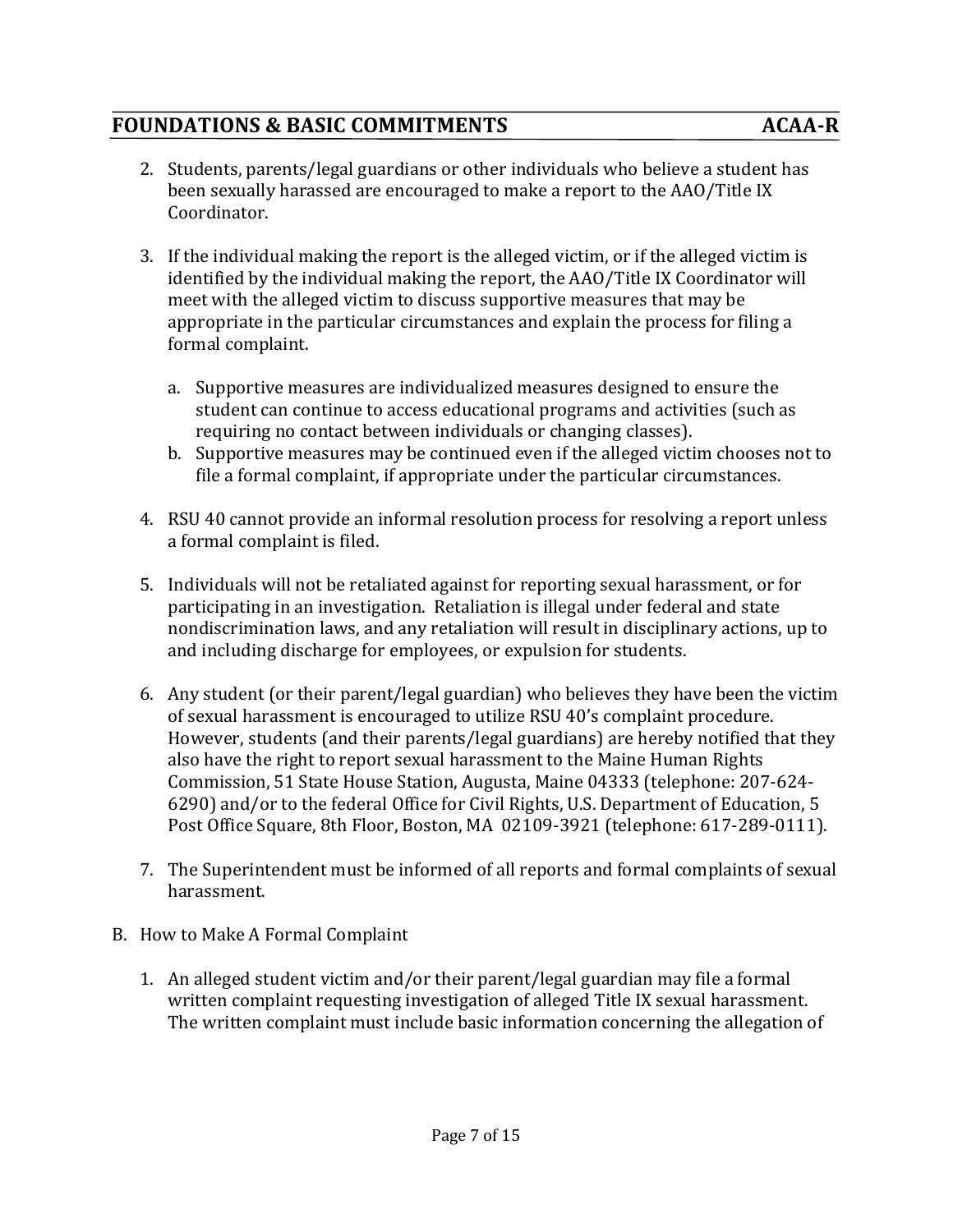2. Students, parents/legal guardians or other individuals who believe a student has been sexually harassed are encouraged to make a report to the AAO/Title IX Coordinator.

3. If the individual making the report is the alleged victim, or if the alleged victim is identified by the individual making the report, the AAO/Title IX Coordinator will meet with the alleged victim to discuss supportive measures that may be appropriate in the particular circumstances and explain the process for filing a formal complaint.

   a. Supportive measures are individualized measures designed to ensure the student can continue to access educational programs and activities (such as requiring no contact between individuals or changing classes).
   b. Supportive measures may be continued even if the alleged victim chooses not to file a formal complaint, if appropriate under the particular circumstances.

4. RSU 40 cannot provide an informal resolution process for resolving a report unless a formal complaint is filed.

5. Individuals will not be retaliated against for reporting sexual harassment, or for participating in an investigation. Retaliation is illegal under federal and state nondiscrimination laws, and any retaliation will result in disciplinary actions, up to and including discharge for employees, or expulsion for students.

6. Any student (or their parent/legal guardian) who believes they have been the victim of sexual harassment is encouraged to utilize RSU 40's complaint procedure. However, students (and their parents/legal guardians) are hereby notified that they also have the right to report sexual harassment to the Maine Human Rights Commission, 51 State House Station, Augusta, Maine 04333 (telephone: 207-624-6290) and/or to the federal Office for Civil Rights, U.S. Department of Education, 5 Post Office Square, 8th Floor, Boston, MA 02109-3921 (telephone: 617-289-0111).

7. The Superintendent must be informed of all reports and formal complaints of sexual harassment.

B. How to Make A Formal Complaint

   1. An alleged student victim and/or their parent/legal guardian may file a formal written complaint requesting investigation of alleged Title IX sexual harassment. The written complaint must include basic information concerning the allegation of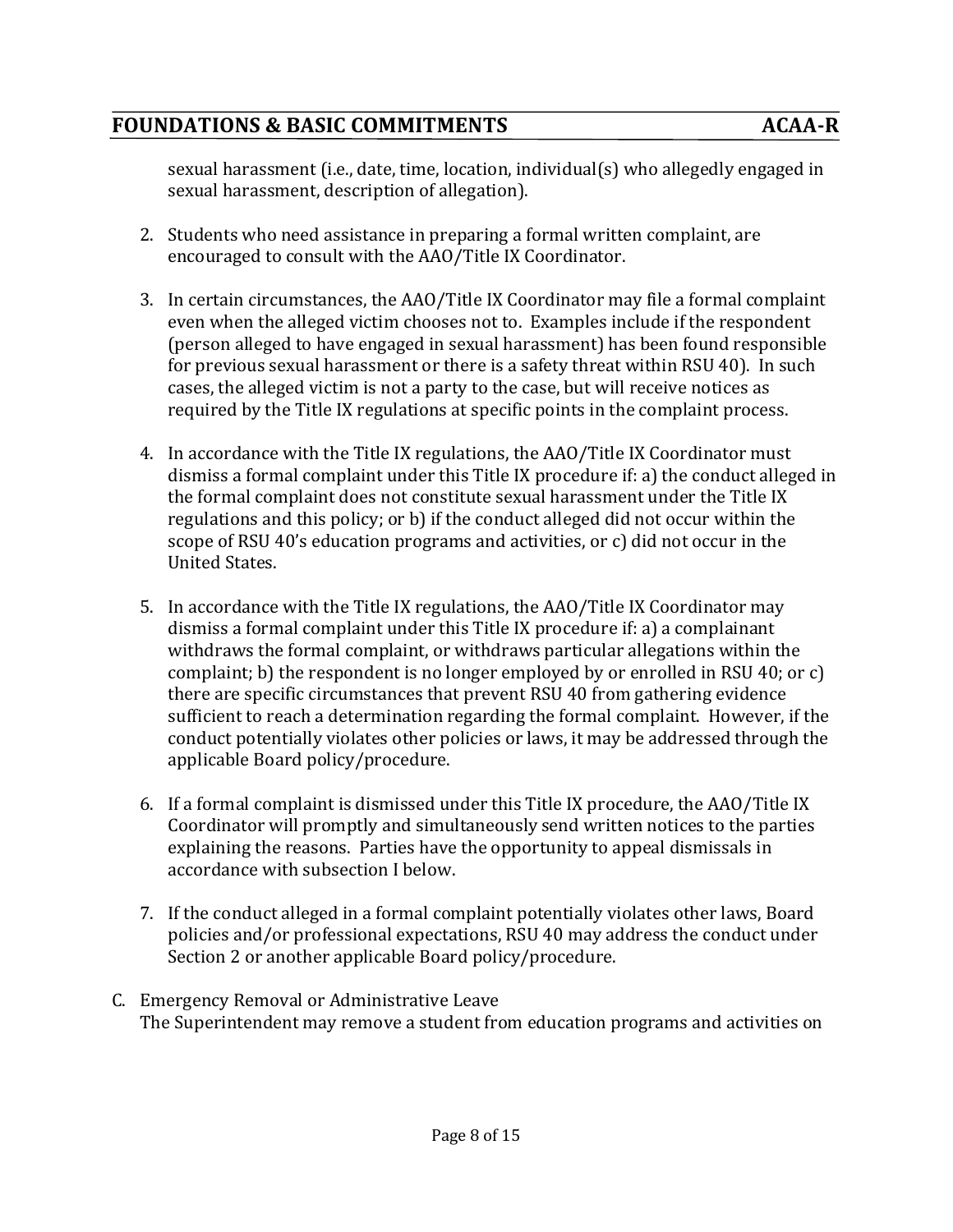sexual harassment (i.e., date, time, location, individual(s) who allegedly engaged in sexual harassment, description of allegation).

2. Students who need assistance in preparing a formal written complaint, are encouraged to consult with the AAO/Title IX Coordinator.

3. In certain circumstances, the AAO/Title IX Coordinator may file a formal complaint even when the alleged victim chooses not to. Examples include if the respondent (person alleged to have engaged in sexual harassment) has been found responsible for previous sexual harassment or there is a safety threat within RSU 40). In such cases, the alleged victim is not a party to the case, but will receive notices as required by the Title IX regulations at specific points in the complaint process.

4. In accordance with the Title IX regulations, the AAO/Title IX Coordinator must dismiss a formal complaint under this Title IX procedure if: a) the conduct alleged in the formal complaint does not constitute sexual harassment under the Title IX regulations and this policy; or b) if the conduct alleged did not occur within the scope of RSU 40's education programs and activities, or c) did not occur in the United States.

5. In accordance with the Title IX regulations, the AAO/Title IX Coordinator may dismiss a formal complaint under this Title IX procedure if: a) a complainant withdraws the formal complaint, or withdraws particular allegations within the complaint; b) the respondent is no longer employed by or enrolled in RSU 40; or c) there are specific circumstances that prevent RSU 40 from gathering evidence sufficient to reach a determination regarding the formal complaint. However, if the conduct potentially violates other policies or laws, it may be addressed through the applicable Board policy/procedure.

6. If a formal complaint is dismissed under this Title IX procedure, the AAO/Title IX Coordinator will promptly and simultaneously send written notices to the parties explaining the reasons. Parties have the opportunity to appeal dismissals in accordance with subsection I below.

7. If the conduct alleged in a formal complaint potentially violates other laws, Board policies and/or professional expectations, RSU 40 may address the conduct under Section 2 or another applicable Board policy/procedure.

C. Emergency Removal or Administrative Leave
The Superintendent may remove a student from education programs and activities on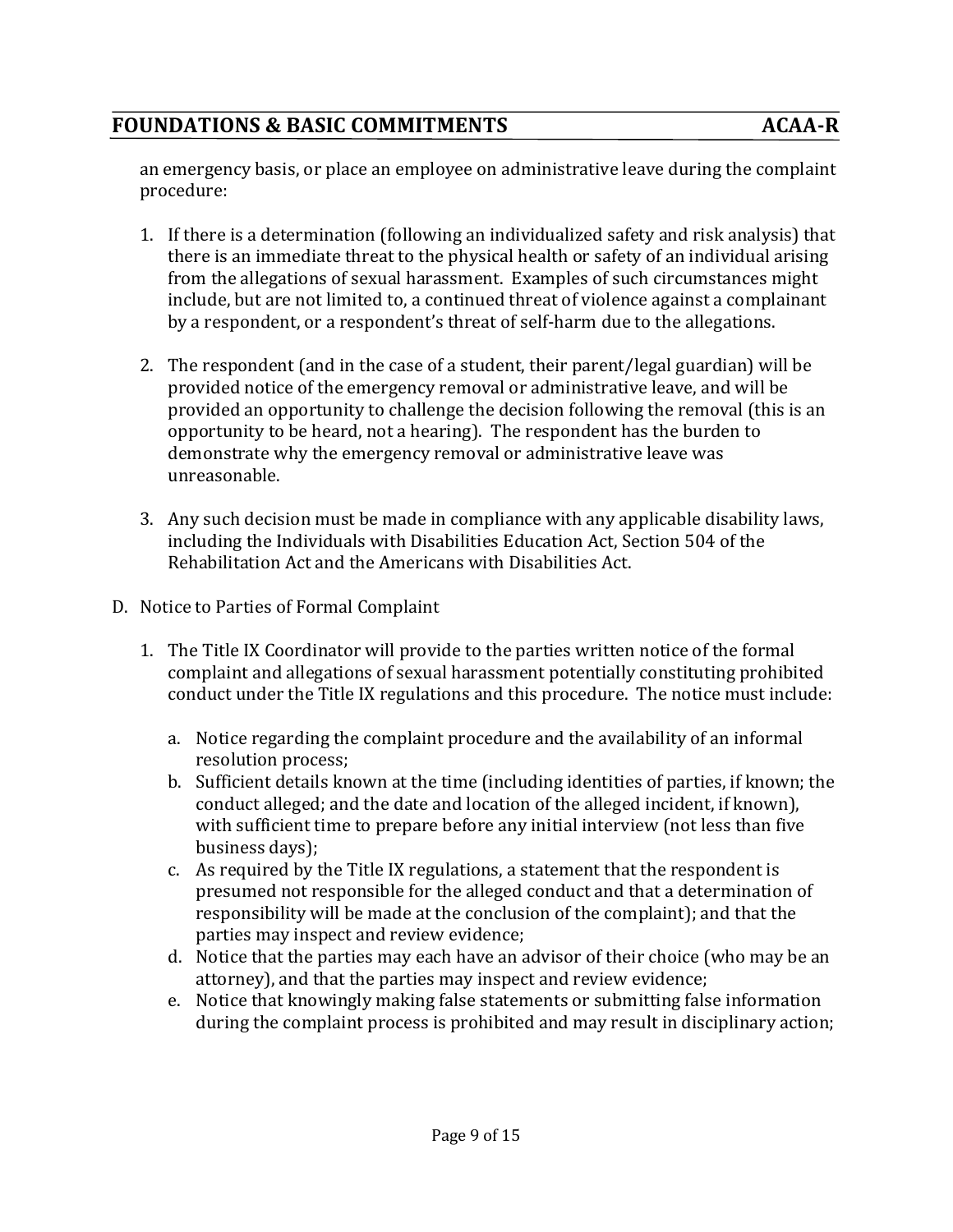an emergency basis, or place an employee on administrative leave during the complaint procedure:

1. If there is a determination (following an individualized safety and risk analysis) that there is an immediate threat to the physical health or safety of an individual arising from the allegations of sexual harassment. Examples of such circumstances might include, but are not limited to, a continued threat of violence against a complainant by a respondent, or a respondent's threat of self-harm due to the allegations.

2. The respondent (and in the case of a student, their parent/legal guardian) will be provided notice of the emergency removal or administrative leave, and will be provided an opportunity to challenge the decision following the removal (this is an opportunity to be heard, not a hearing). The respondent has the burden to demonstrate why the emergency removal or administrative leave was unreasonable.

3. Any such decision must be made in compliance with any applicable disability laws, including the Individuals with Disabilities Education Act, Section 504 of the Rehabilitation Act and the Americans with Disabilities Act.

D. Notice to Parties of Formal Complaint

   1. The Title IX Coordinator will provide to the parties written notice of the formal complaint and allegations of sexual harassment potentially constituting prohibited conduct under the Title IX regulations and this procedure. The notice must include:

      a. Notice regarding the complaint procedure and the availability of an informal resolution process;
      b. Sufficient details known at the time (including identities of parties, if known; the conduct alleged; and the date and location of the alleged incident, if known), with sufficient time to prepare before any initial interview (not less than five business days);
      c. As required by the Title IX regulations, a statement that the respondent is presumed not responsible for the alleged conduct and that a determination of responsibility will be made at the conclusion of the complaint); and that the parties may inspect and review evidence;
      d. Notice that the parties may each have an advisor of their choice (who may be an attorney), and that the parties may inspect and review evidence;
      e. Notice that knowingly making false statements or submitting false information during the complaint process is prohibited and may result in disciplinary action;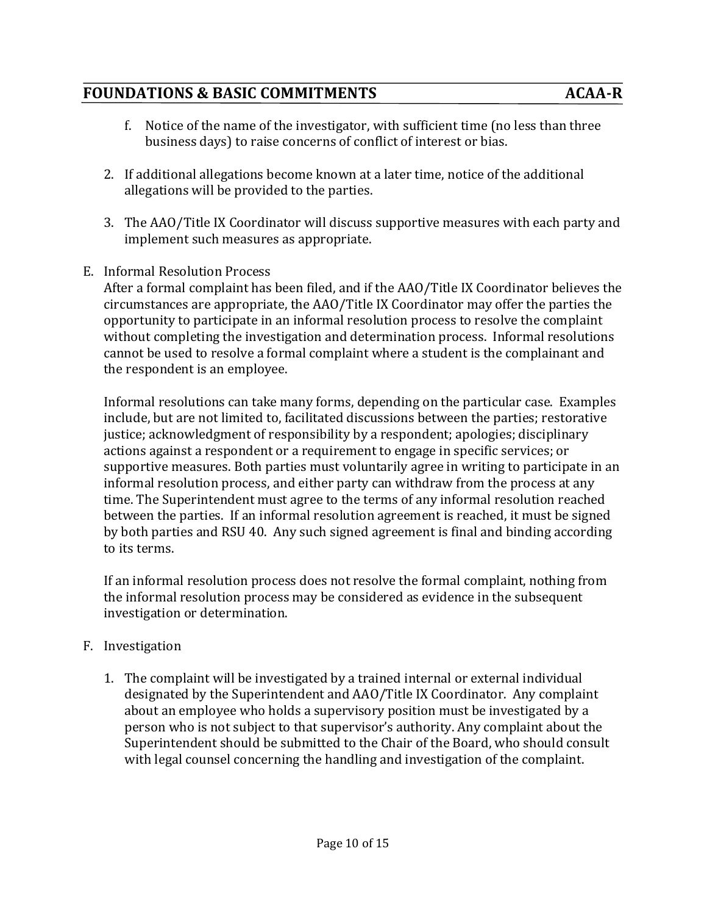f. Notice of the name of the investigator, with sufficient time (no less than three business days) to raise concerns of conflict of interest or bias.

2. If additional allegations become known at a later time, notice of the additional allegations will be provided to the parties.

3. The AAO/Title IX Coordinator will discuss supportive measures with each party and implement such measures as appropriate.

E. Informal Resolution Process

After a formal complaint has been filed, and if the AAO/Title IX Coordinator believes the circumstances are appropriate, the AAO/Title IX Coordinator may offer the parties the opportunity to participate in an informal resolution process to resolve the complaint without completing the investigation and determination process. Informal resolutions cannot be used to resolve a formal complaint where a student is the complainant and the respondent is an employee.

Informal resolutions can take many forms, depending on the particular case. Examples include, but are not limited to, facilitated discussions between the parties; restorative justice; acknowledgment of responsibility by a respondent; apologies; disciplinary actions against a respondent or a requirement to engage in specific services; or supportive measures. Both parties must voluntarily agree in writing to participate in an informal resolution process, and either party can withdraw from the process at any time. The Superintendent must agree to the terms of any informal resolution reached between the parties. If an informal resolution agreement is reached, it must be signed by both parties and RSU 40. Any such signed agreement is final and binding according to its terms.

If an informal resolution process does not resolve the formal complaint, nothing from the informal resolution process may be considered as evidence in the subsequent investigation or determination.

F. Investigation

1. The complaint will be investigated by a trained internal or external individual designated by the Superintendent and AAO/Title IX Coordinator. Any complaint about an employee who holds a supervisory position must be investigated by a person who is not subject to that supervisor's authority. Any complaint about the Superintendent should be submitted to the Chair of the Board, who should consult with legal counsel concerning the handling and investigation of the complaint.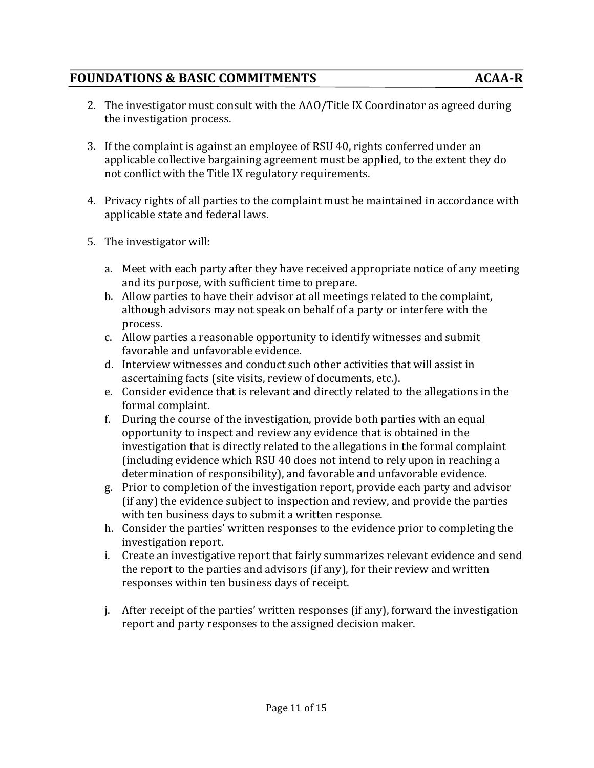2. The investigator must consult with the AAO/Title IX Coordinator as agreed during the investigation process.

3. If the complaint is against an employee of RSU 40, rights conferred under an applicable collective bargaining agreement must be applied, to the extent they do not conflict with the Title IX regulatory requirements.

4. Privacy rights of all parties to the complaint must be maintained in accordance with applicable state and federal laws.

5. The investigator will:

   a. Meet with each party after they have received appropriate notice of any meeting and its purpose, with sufficient time to prepare.
   b. Allow parties to have their advisor at all meetings related to the complaint, although advisors may not speak on behalf of a party or interfere with the process.
   c. Allow parties a reasonable opportunity to identify witnesses and submit favorable and unfavorable evidence.
   d. Interview witnesses and conduct such other activities that will assist in ascertaining facts (site visits, review of documents, etc.).
   e. Consider evidence that is relevant and directly related to the allegations in the formal complaint.
   f. During the course of the investigation, provide both parties with an equal opportunity to inspect and review any evidence that is obtained in the investigation that is directly related to the allegations in the formal complaint (including evidence which RSU 40 does not intend to rely upon in reaching a determination of responsibility), and favorable and unfavorable evidence.
   g. Prior to completion of the investigation report, provide each party and advisor (if any) the evidence subject to inspection and review, and provide the parties with ten business days to submit a written response.
   h. Consider the parties' written responses to the evidence prior to completing the investigation report.
   i. Create an investigative report that fairly summarizes relevant evidence and send the report to the parties and advisors (if any), for their review and written responses within ten business days of receipt.

   j. After receipt of the parties' written responses (if any), forward the investigation report and party responses to the assigned decision maker.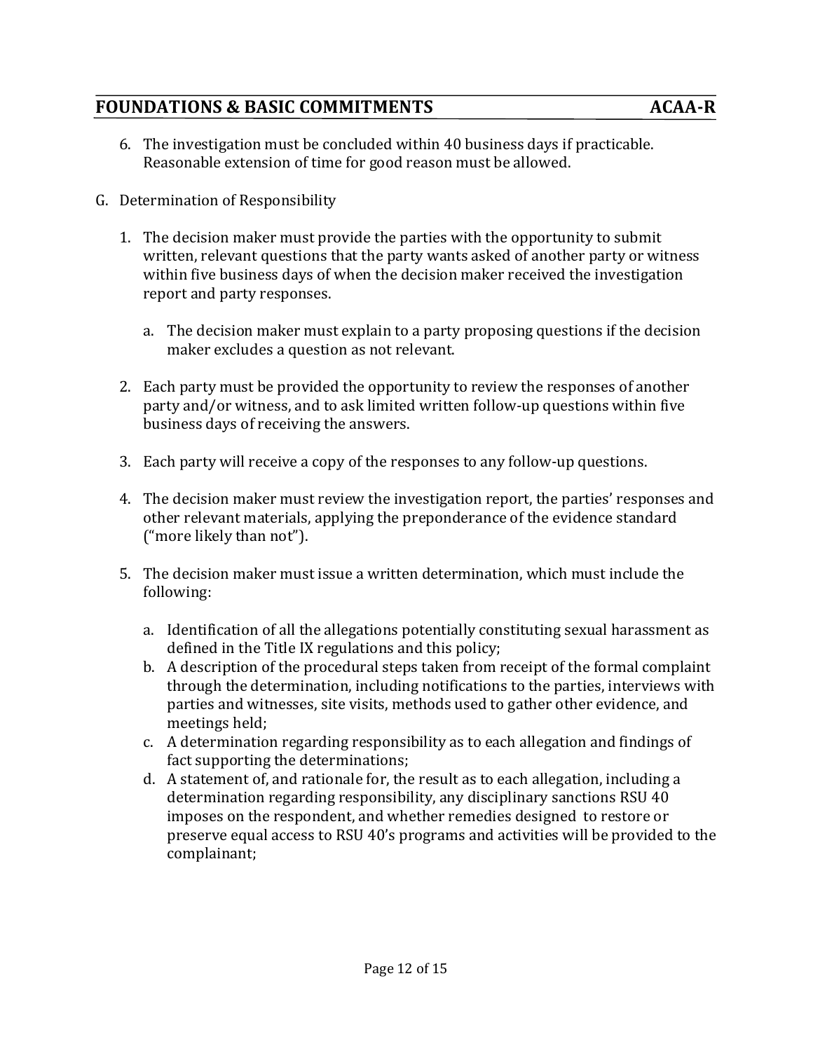6. The investigation must be concluded within 40 business days if practicable. Reasonable extension of time for good reason must be allowed.

G. Determination of Responsibility

1. The decision maker must provide the parties with the opportunity to submit written, relevant questions that the party wants asked of another party or witness within five business days of when the decision maker received the investigation report and party responses.

    a. The decision maker must explain to a party proposing questions if the decision maker excludes a question as not relevant.

2. Each party must be provided the opportunity to review the responses of another party and/or witness, and to ask limited written follow-up questions within five business days of receiving the answers.

3. Each party will receive a copy of the responses to any follow-up questions.

4. The decision maker must review the investigation report, the parties' responses and other relevant materials, applying the preponderance of the evidence standard ("more likely than not").

5. The decision maker must issue a written determination, which must include the following:

    a. Identification of all the allegations potentially constituting sexual harassment as defined in the Title IX regulations and this policy;
    b. A description of the procedural steps taken from receipt of the formal complaint through the determination, including notifications to the parties, interviews with parties and witnesses, site visits, methods used to gather other evidence, and meetings held;
    c. A determination regarding responsibility as to each allegation and findings of fact supporting the determinations;
    d. A statement of, and rationale for, the result as to each allegation, including a determination regarding responsibility, any disciplinary sanctions RSU 40 imposes on the respondent, and whether remedies designed to restore or preserve equal access to RSU 40's programs and activities will be provided to the complainant;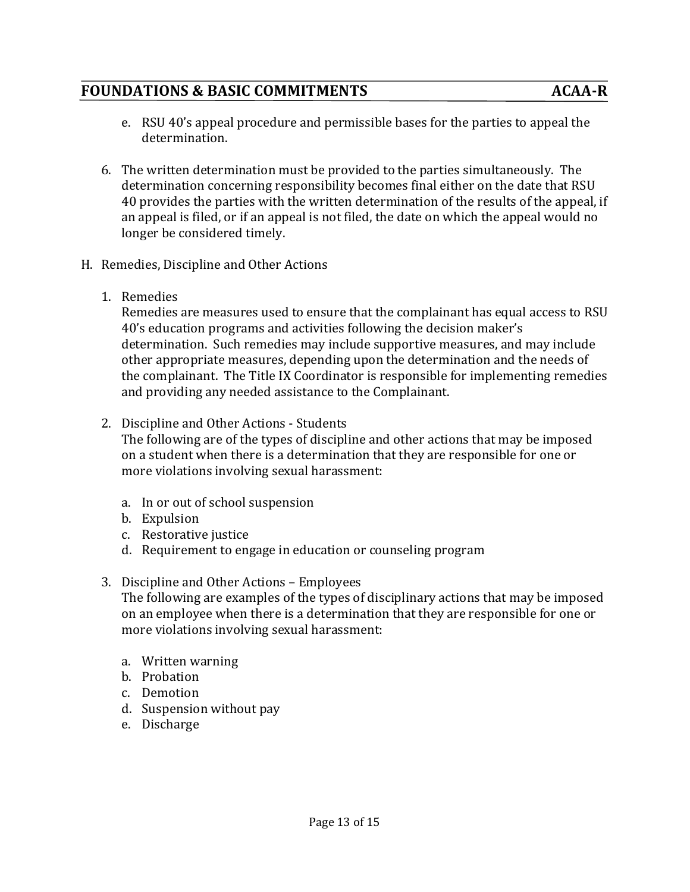e. RSU 40's appeal procedure and permissible bases for the parties to appeal the determination.

6. The written determination must be provided to the parties simultaneously. The determination concerning responsibility becomes final either on the date that RSU 40 provides the parties with the written determination of the results of the appeal, if an appeal is filed, or if an appeal is not filed, the date on which the appeal would no longer be considered timely.

H. Remedies, Discipline and Other Actions

1. Remedies
   Remedies are measures used to ensure that the complainant has equal access to RSU 40's education programs and activities following the decision maker's determination. Such remedies may include supportive measures, and may include other appropriate measures, depending upon the determination and the needs of the complainant. The Title IX Coordinator is responsible for implementing remedies and providing any needed assistance to the Complainant.

2. Discipline and Other Actions - Students
   The following are of the types of discipline and other actions that may be imposed on a student when there is a determination that they are responsible for one or more violations involving sexual harassment:

   a. In or out of school suspension
   b. Expulsion
   c. Restorative justice
   d. Requirement to engage in education or counseling program

3. Discipline and Other Actions – Employees
   The following are examples of the types of disciplinary actions that may be imposed on an employee when there is a determination that they are responsible for one or more violations involving sexual harassment:

   a. Written warning
   b. Probation
   c. Demotion
   d. Suspension without pay
   e. Discharge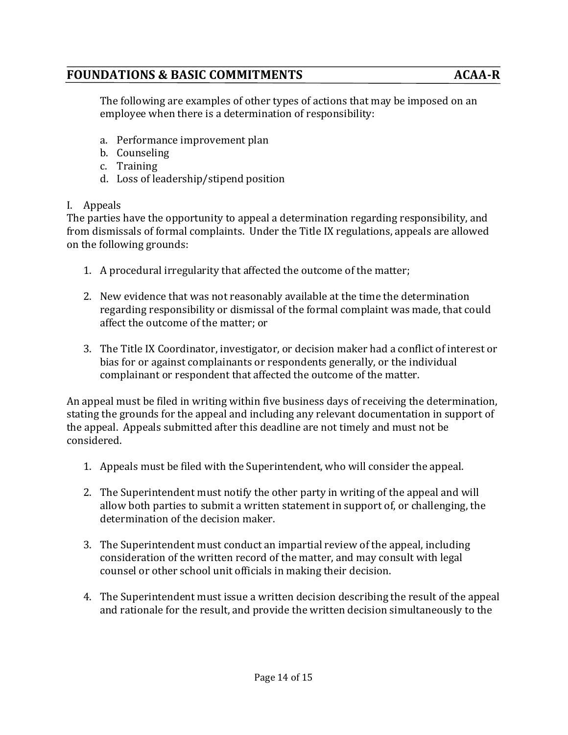The following are examples of other types of actions that may be imposed on an employee when there is a determination of responsibility:

a. Performance improvement plan
b. Counseling
c. Training
d. Loss of leadership/stipend position

I. Appeals

The parties have the opportunity to appeal a determination regarding responsibility, and from dismissals of formal complaints. Under the Title IX regulations, appeals are allowed on the following grounds:

1. A procedural irregularity that affected the outcome of the matter;

2. New evidence that was not reasonably available at the time the determination regarding responsibility or dismissal of the formal complaint was made, that could affect the outcome of the matter; or

3. The Title IX Coordinator, investigator, or decision maker had a conflict of interest or bias for or against complainants or respondents generally, or the individual complainant or respondent that affected the outcome of the matter.

An appeal must be filed in writing within five business days of receiving the determination, stating the grounds for the appeal and including any relevant documentation in support of the appeal. Appeals submitted after this deadline are not timely and must not be considered.

1. Appeals must be filed with the Superintendent, who will consider the appeal.

2. The Superintendent must notify the other party in writing of the appeal and will allow both parties to submit a written statement in support of, or challenging, the determination of the decision maker.

3. The Superintendent must conduct an impartial review of the appeal, including consideration of the written record of the matter, and may consult with legal counsel or other school unit officials in making their decision.

4. The Superintendent must issue a written decision describing the result of the appeal and rationale for the result, and provide the written decision simultaneously to the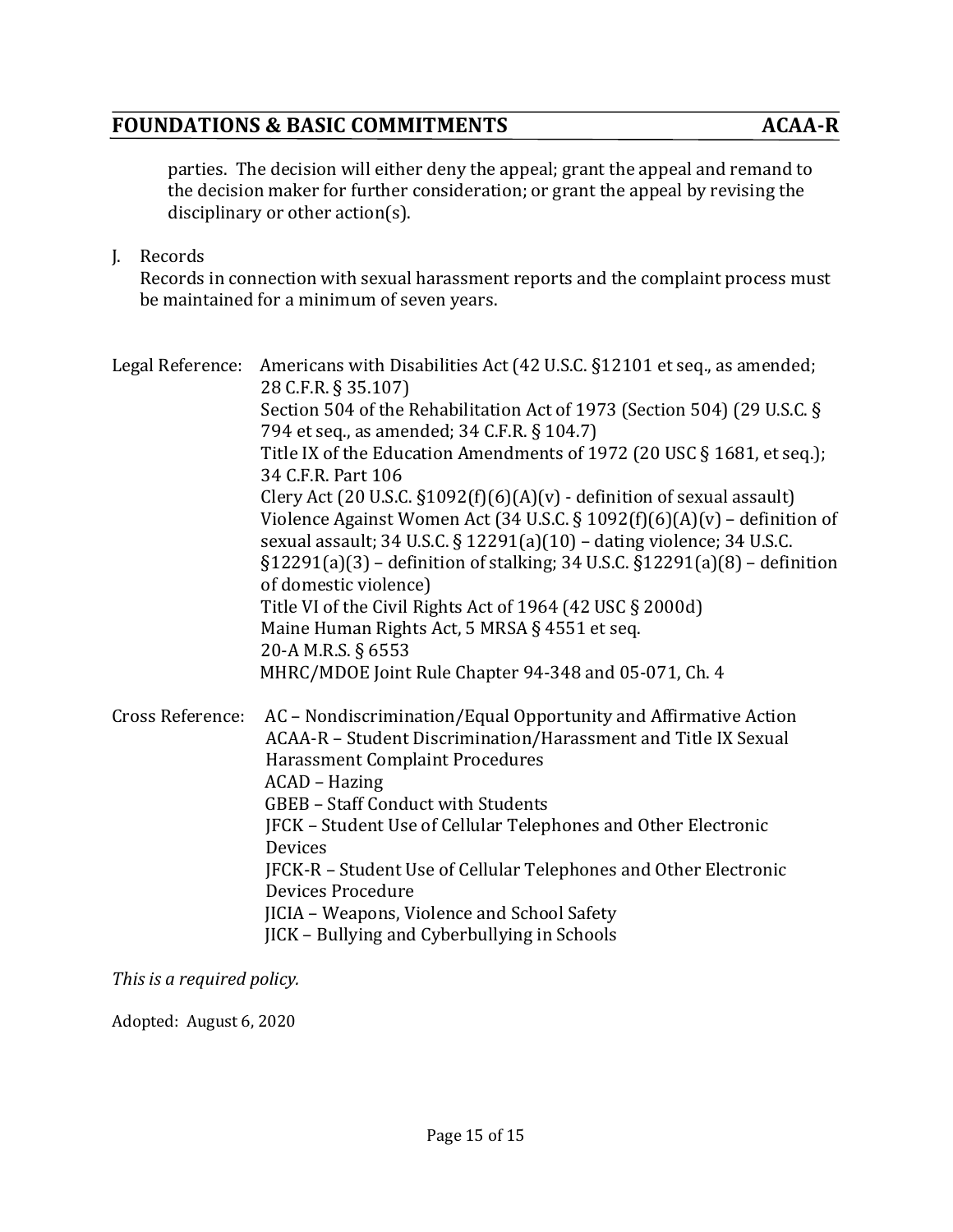parties. The decision will either deny the appeal; grant the appeal and remand to the decision maker for further consideration; or grant the appeal by revising the disciplinary or other action(s).

J. Records

Records in connection with sexual harassment reports and the complaint process must be maintained for a minimum of seven years.

Legal Reference: Americans with Disabilities Act (42 U.S.C. §12101 et seq., as amended; 28 C.F.R. § 35.107)
Section 504 of the Rehabilitation Act of 1973 (Section 504) (29 U.S.C. § 794 et seq., as amended; 34 C.F.R. § 104.7)
Title IX of the Education Amendments of 1972 (20 USC § 1681, et seq.); 34 C.F.R. Part 106
Clery Act (20 U.S.C. §1092(f)(6)(A)(v) - definition of sexual assault)
Violence Against Women Act (34 U.S.C. § 1092(f)(6)(A)(v) – definition of sexual assault; 34 U.S.C. § 12291(a)(10) – dating violence; 34 U.S.C. §12291(a)(3) – definition of stalking; 34 U.S.C. §12291(a)(8) – definition of domestic violence)
Title VI of the Civil Rights Act of 1964 (42 USC § 2000d)
Maine Human Rights Act, 5 MRSA § 4551 et seq.
20-A M.R.S. § 6553
MHRC/MDOE Joint Rule Chapter 94-348 and 05-071, Ch. 4

Cross Reference: AC – Nondiscrimination/Equal Opportunity and Affirmative Action
ACAA-R – Student Discrimination/Harassment and Title IX Sexual Harassment Complaint Procedures
ACAD – Hazing
GBEB – Staff Conduct with Students
JFCK – Student Use of Cellular Telephones and Other Electronic Devices
JFCK-R – Student Use of Cellular Telephones and Other Electronic Devices Procedure
JICIA – Weapons, Violence and School Safety
JICK – Bullying and Cyberbullying in Schools

*This is a required policy.*

Adopted: August 6, 2020